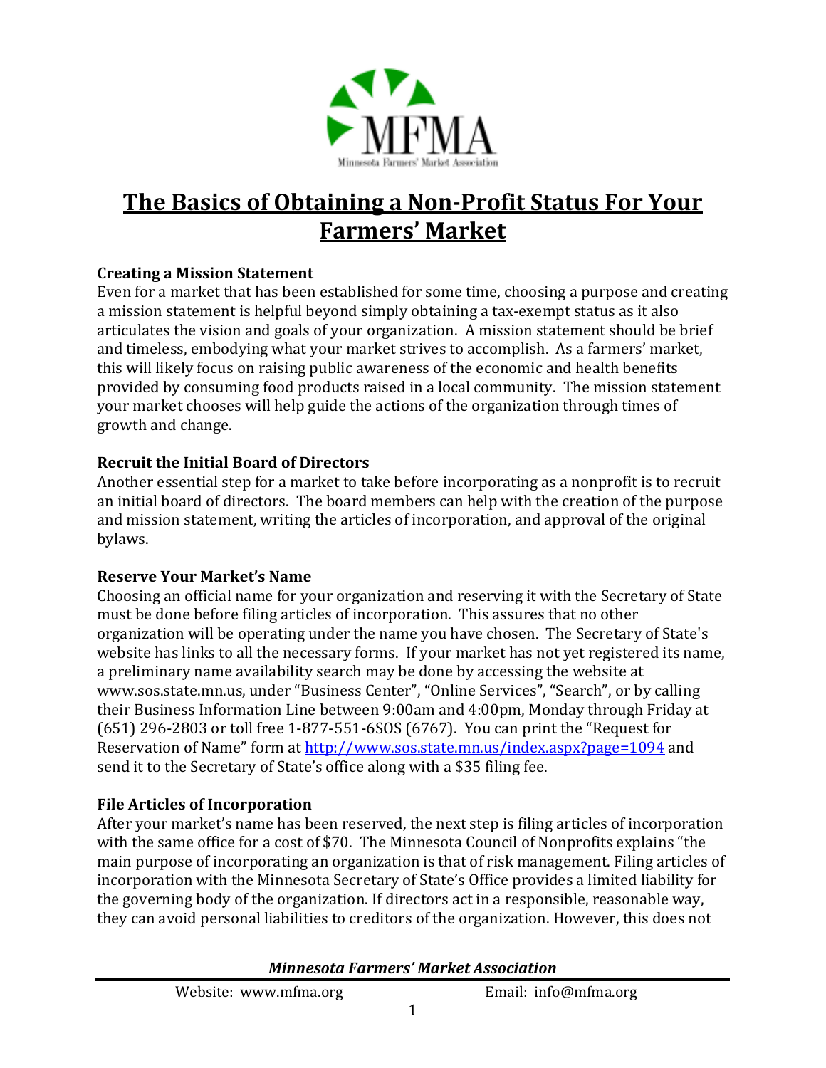# The Basics of Obtaining a Non-Profit Status For Your Farmers' Market

**Creating a Mission Statement**

Even for a market that has been established for some time, choosing a purpose and creating a mission statement is helpful beyond simply obtaining a tax-exempt status as it also articulates the vision and goals of your organization. A mission statement should be brief and timeless, embodying what your market strives to accomplish. As a farmers' market, this will likely focus on raising public awareness of the economic and health benefits provided by consuming food products raised in a local community. The mission statement your market chooses will help guide the actions of the organization through times of growth and change.

**Recruit the Initial Board of Directors**

Another essential step for a market to take before incorporating as a nonprofit is to recruit an initial board of directors. The board members can help with the creation of the purpose and mission statement, writing the articles of incorporation, and approval of the original bylaws.

**Reserve Your Market's Name**

Choosing an official name for your organization and reserving it with the Secretary of State must be done before filing articles of incorporation. This assures that no other organization will be operating under the name you have chosen. The Secretary of State's website has links to all the necessary forms. If your market has not yet registered its name, a preliminary name availability search may be done by accessing the website at www.sos.state.mn.us, under "Business Center", "Online Services", "Search", or by calling their Business Information Line between 9:00am and 4:00pm, Monday through Friday at (651) 296-2803 or toll free 1-877-551-6SOS (6767). You can print the "Request for Reservation of Name" form at http://www.sos.state.mn.us/index.aspx?page=1094 and send it to the Secretary of State's office along with a $35 filing fee.

**File Articles of Incorporation**

After your market's name has been reserved, the next step is filing articles of incorporation with the same office for a cost of $70. The Minnesota Council of Nonprofits explains "the main purpose of incorporating an organization is that of risk management. Filing articles of incorporation with the Minnesota Secretary of State's Office provides a limited liability for the governing body of the organization. If directors act in a responsible, reasonable way, they can avoid personal liabilities to creditors of the organization. However, this does not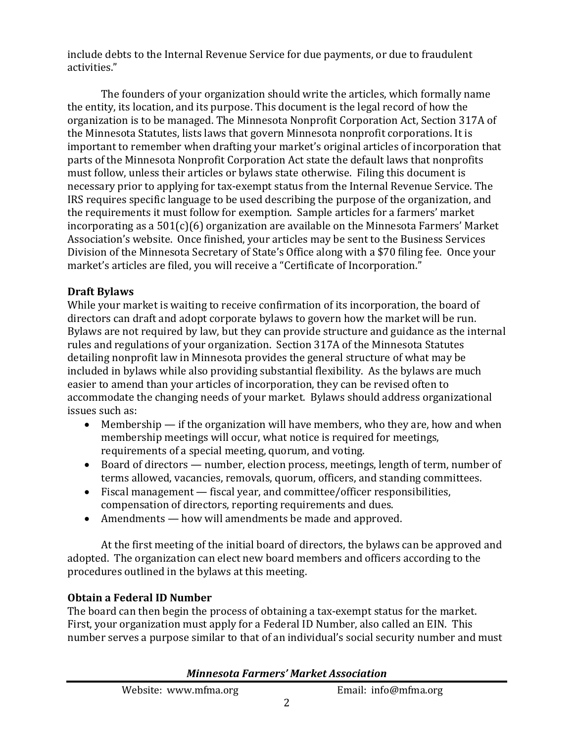include debts to the Internal Revenue Service for due payments, or due to fraudulent activities."

The founders of your organization should write the articles, which formally name the entity, its location, and its purpose. This document is the legal record of how the organization is to be managed. The Minnesota Nonprofit Corporation Act, Section 317A of the Minnesota Statutes, lists laws that govern Minnesota nonprofit corporations. It is important to remember when drafting your market's original articles of incorporation that parts of the Minnesota Nonprofit Corporation Act state the default laws that nonprofits must follow, unless their articles or bylaws state otherwise. Filing this document is necessary prior to applying for tax-exempt status from the Internal Revenue Service. The IRS requires specific language to be used describing the purpose of the organization, and the requirements it must follow for exemption. Sample articles for a farmers' market incorporating as a 501(c)(6) organization are available on the Minnesota Farmers' Market Association's website. Once finished, your articles may be sent to the Business Services Division of the Minnesota Secretary of State's Office along with a $70 filing fee. Once your market's articles are filed, you will receive a "Certificate of Incorporation."

**Draft Bylaws**

While your market is waiting to receive confirmation of its incorporation, the board of directors can draft and adopt corporate bylaws to govern how the market will be run. Bylaws are not required by law, but they can provide structure and guidance as the internal rules and regulations of your organization. Section 317A of the Minnesota Statutes detailing nonprofit law in Minnesota provides the general structure of what may be included in bylaws while also providing substantial flexibility. As the bylaws are much easier to amend than your articles of incorporation, they can be revised often to accommodate the changing needs of your market. Bylaws should address organizational issues such as:

- Membership — if the organization will have members, who they are, how and when membership meetings will occur, what notice is required for meetings, requirements of a special meeting, quorum, and voting.
- Board of directors — number, election process, meetings, length of term, number of terms allowed, vacancies, removals, quorum, officers, and standing committees.
- Fiscal management — fiscal year, and committee/officer responsibilities, compensation of directors, reporting requirements and dues.
- Amendments — how will amendments be made and approved.

At the first meeting of the initial board of directors, the bylaws can be approved and adopted. The organization can elect new board members and officers according to the procedures outlined in the bylaws at this meeting.

**Obtain a Federal ID Number**

The board can then begin the process of obtaining a tax-exempt status for the market. First, your organization must apply for a Federal ID Number, also called an EIN. This number serves a purpose similar to that of an individual's social security number and must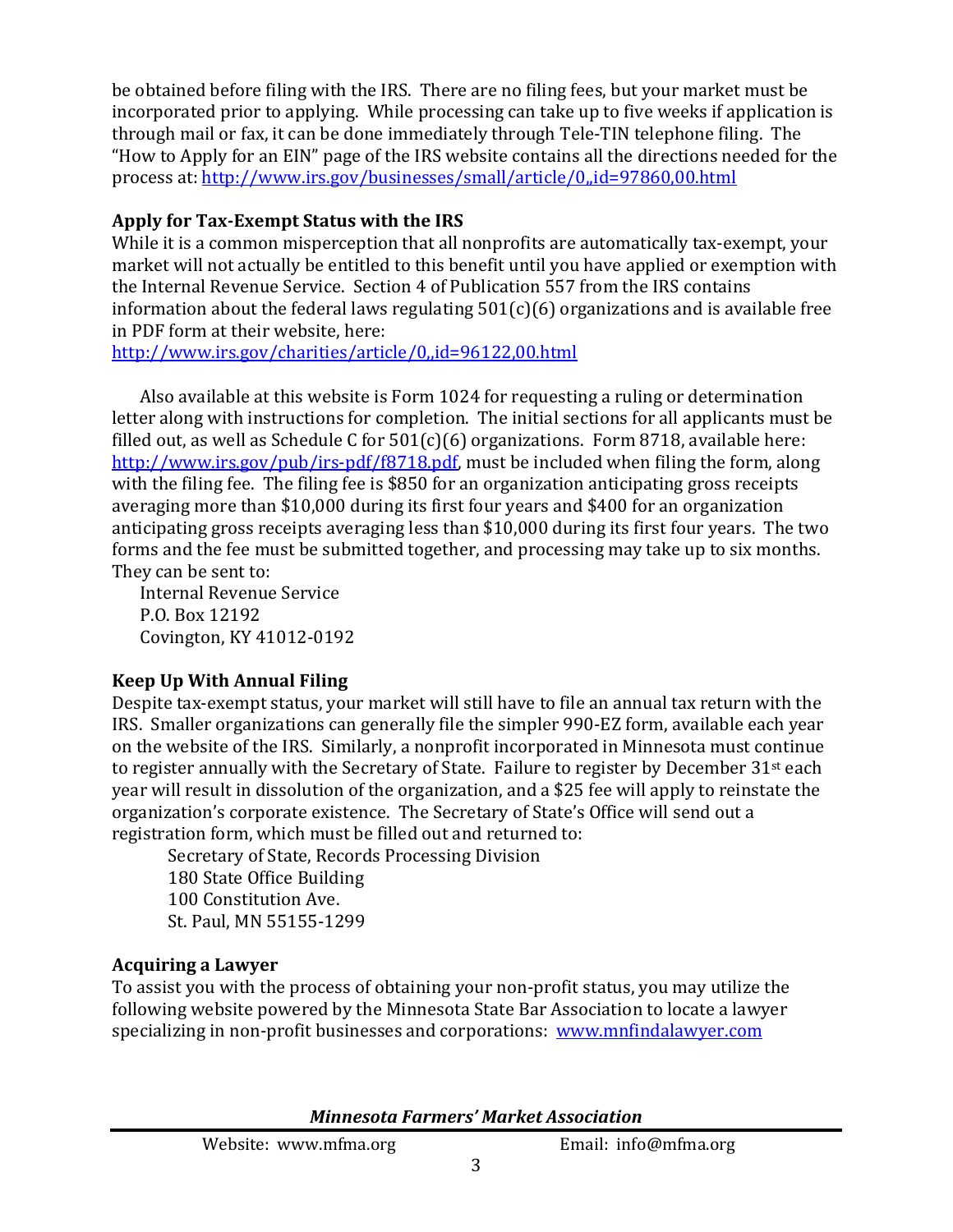be obtained before filing with the IRS. There are no filing fees, but your market must be incorporated prior to applying. While processing can take up to five weeks if application is through mail or fax, it can be done immediately through Tele-TIN telephone filing. The "How to Apply for an EIN" page of the IRS website contains all the directions needed for the process at: http://www.irs.gov/businesses/small/article/0,,id=97860,00.html

**Apply for Tax-Exempt Status with the IRS**

While it is a common misperception that all nonprofits are automatically tax-exempt, your market will not actually be entitled to this benefit until you have applied or exemption with the Internal Revenue Service. Section 4 of Publication 557 from the IRS contains information about the federal laws regulating 501(c)(6) organizations and is available free in PDF form at their website, here: http://www.irs.gov/charities/article/0,,id=96122,00.html

Also available at this website is Form 1024 for requesting a ruling or determination letter along with instructions for completion. The initial sections for all applicants must be filled out, as well as Schedule C for 501(c)(6) organizations. Form 8718, available here: http://www.irs.gov/pub/irs-pdf/f8718.pdf, must be included when filing the form, along with the filing fee. The filing fee is $850 for an organization anticipating gross receipts averaging more than $10,000 during its first four years and $400 for an organization anticipating gross receipts averaging less than $10,000 during its first four years. The two forms and the fee must be submitted together, and processing may take up to six months. They can be sent to:

Internal Revenue Service
P.O. Box 12192
Covington, KY 41012-0192

**Keep Up With Annual Filing**

Despite tax-exempt status, your market will still have to file an annual tax return with the IRS. Smaller organizations can generally file the simpler 990-EZ form, available each year on the website of the IRS. Similarly, a nonprofit incorporated in Minnesota must continue to register annually with the Secretary of State. Failure to register by December 31st each year will result in dissolution of the organization, and a $25 fee will apply to reinstate the organization's corporate existence. The Secretary of State's Office will send out a registration form, which must be filled out and returned to:

Secretary of State, Records Processing Division
180 State Office Building
100 Constitution Ave.
St. Paul, MN 55155-1299

**Acquiring a Lawyer**

To assist you with the process of obtaining your non-profit status, you may utilize the following website powered by the Minnesota State Bar Association to locate a lawyer specializing in non-profit businesses and corporations: www.mnfindalawyer.com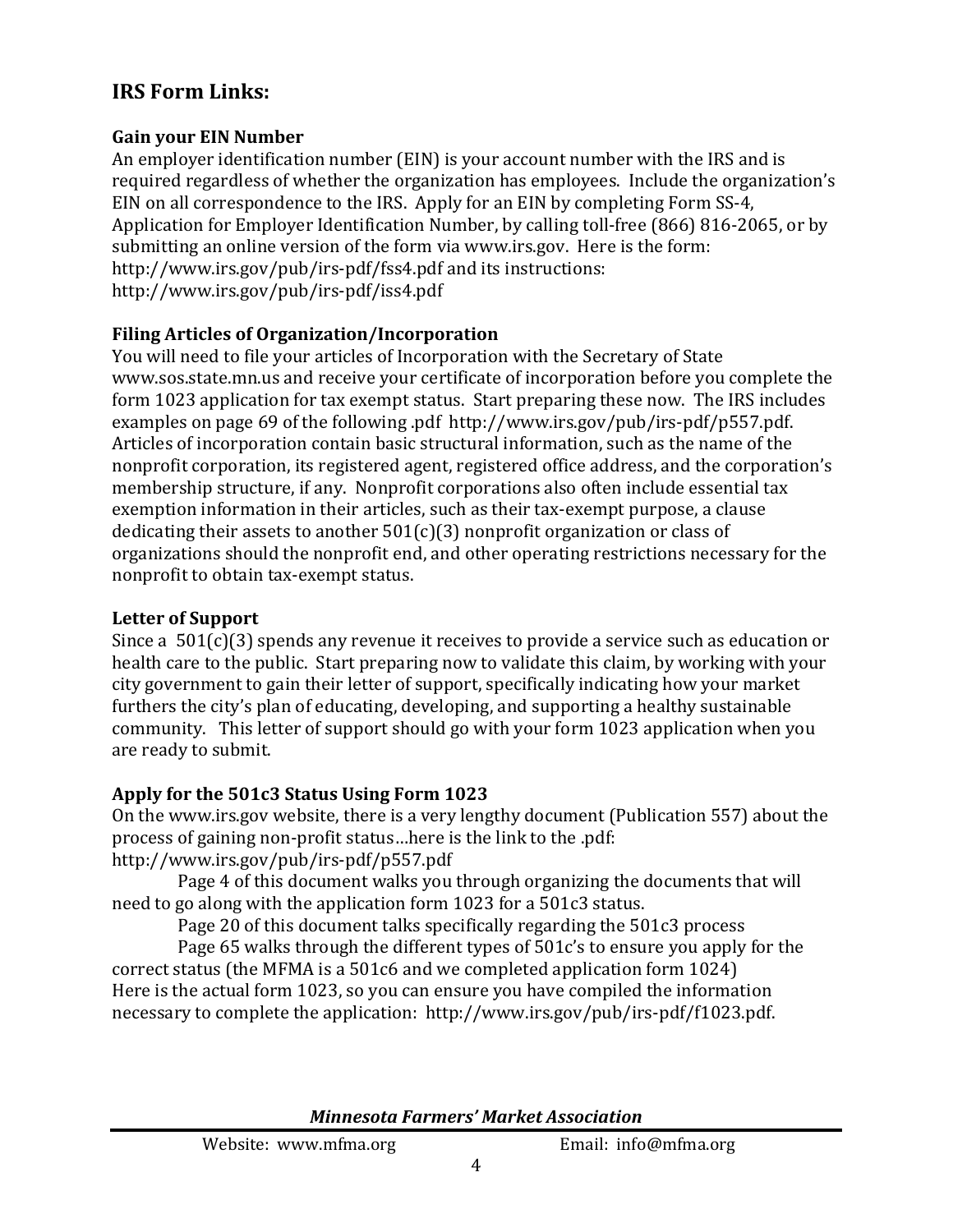## IRS Form Links:

### Gain your EIN Number

An employer identification number (EIN) is your account number with the IRS and is required regardless of whether the organization has employees. Include the organization's EIN on all correspondence to the IRS. Apply for an EIN by completing Form SS-4, Application for Employer Identification Number, by calling toll-free (866) 816-2065, or by submitting an online version of the form via www.irs.gov. Here is the form: http://www.irs.gov/pub/irs-pdf/fss4.pdf and its instructions: http://www.irs.gov/pub/irs-pdf/iss4.pdf

### Filing Articles of Organization/Incorporation

You will need to file your articles of Incorporation with the Secretary of State www.sos.state.mn.us and receive your certificate of incorporation before you complete the form 1023 application for tax exempt status. Start preparing these now. The IRS includes examples on page 69 of the following .pdf http://www.irs.gov/pub/irs-pdf/p557.pdf. Articles of incorporation contain basic structural information, such as the name of the nonprofit corporation, its registered agent, registered office address, and the corporation's membership structure, if any. Nonprofit corporations also often include essential tax exemption information in their articles, such as their tax-exempt purpose, a clause dedicating their assets to another 501(c)(3) nonprofit organization or class of organizations should the nonprofit end, and other operating restrictions necessary for the nonprofit to obtain tax-exempt status.

### Letter of Support

Since a 501(c)(3) spends any revenue it receives to provide a service such as education or health care to the public. Start preparing now to validate this claim, by working with your city government to gain their letter of support, specifically indicating how your market furthers the city's plan of educating, developing, and supporting a healthy sustainable community. This letter of support should go with your form 1023 application when you are ready to submit.

### Apply for the 501c3 Status Using Form 1023

On the www.irs.gov website, there is a very lengthy document (Publication 557) about the process of gaining non-profit status…here is the link to the .pdf: http://www.irs.gov/pub/irs-pdf/p557.pdf

Page 4 of this document walks you through organizing the documents that will need to go along with the application form 1023 for a 501c3 status.

Page 20 of this document talks specifically regarding the 501c3 process

Page 65 walks through the different types of 501c's to ensure you apply for the correct status (the MFMA is a 501c6 and we completed application form 1024)

Here is the actual form 1023, so you can ensure you have compiled the information necessary to complete the application: http://www.irs.gov/pub/irs-pdf/f1023.pdf.